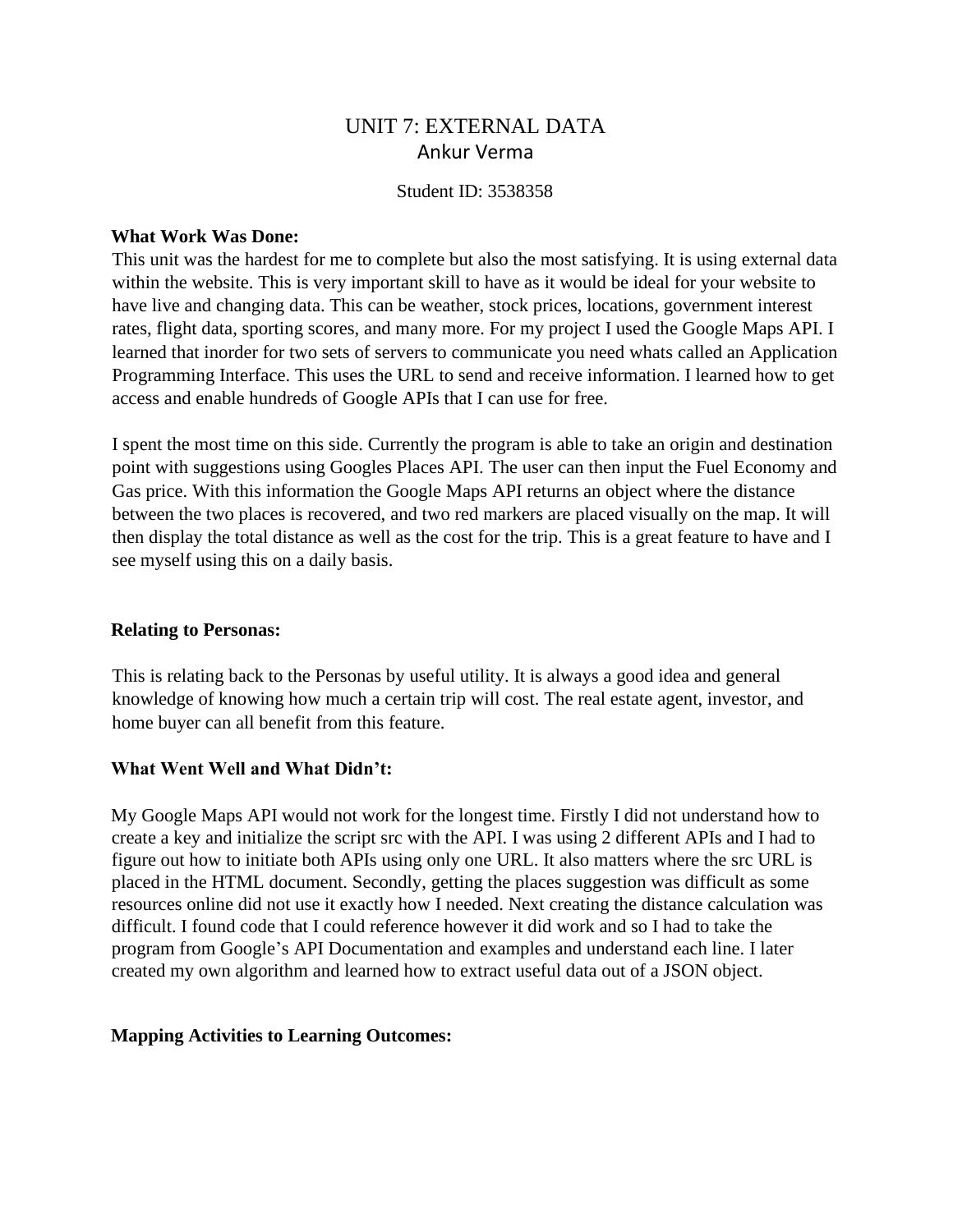# UNIT 7: EXTERNAL DATA

Ankur Verma

Student ID: 3538358

**What Work Was Done:**

This unit was the hardest for me to complete but also the most satisfying. It is using external data within the website. This is very important skill to have as it would be ideal for your website to have live and changing data. This can be weather, stock prices, locations, government interest rates, flight data, sporting scores, and many more. For my project I used the Google Maps API. I learned that inorder for two sets of servers to communicate you need whats called an Application Programming Interface. This uses the URL to send and receive information. I learned how to get access and enable hundreds of Google APIs that I can use for free.

I spent the most time on this side. Currently the program is able to take an origin and destination point with suggestions using Googles Places API. The user can then input the Fuel Economy and Gas price. With this information the Google Maps API returns an object where the distance between the two places is recovered, and two red markers are placed visually on the map. It will then display the total distance as well as the cost for the trip. This is a great feature to have and I see myself using this on a daily basis.

**Relating to Personas:**

This is relating back to the Personas by useful utility. It is always a good idea and general knowledge of knowing how much a certain trip will cost. The real estate agent, investor, and home buyer can all benefit from this feature.

**What Went Well and What Didn't:**

My Google Maps API would not work for the longest time. Firstly I did not understand how to create a key and initialize the script src with the API. I was using 2 different APIs and I had to figure out how to initiate both APIs using only one URL. It also matters where the src URL is placed in the HTML document. Secondly, getting the places suggestion was difficult as some resources online did not use it exactly how I needed. Next creating the distance calculation was difficult. I found code that I could reference however it did work and so I had to take the program from Google's API Documentation and examples and understand each line. I later created my own algorithm and learned how to extract useful data out of a JSON object.

**Mapping Activities to Learning Outcomes:**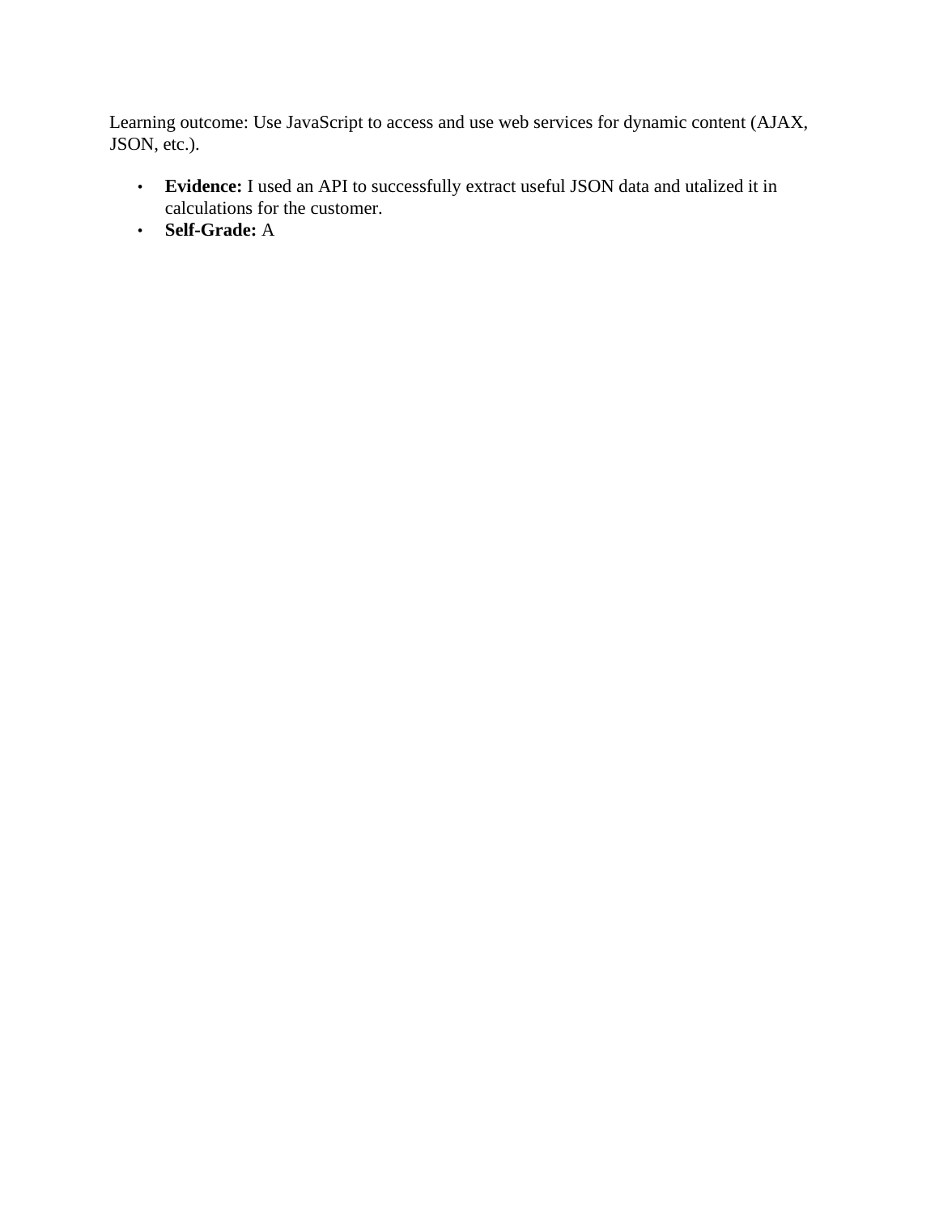Learning outcome: Use JavaScript to access and use web services for dynamic content (AJAX, JSON, etc.).

- **Evidence:** I used an API to successfully extract useful JSON data and utalized it in calculations for the customer.
- **Self-Grade:** A